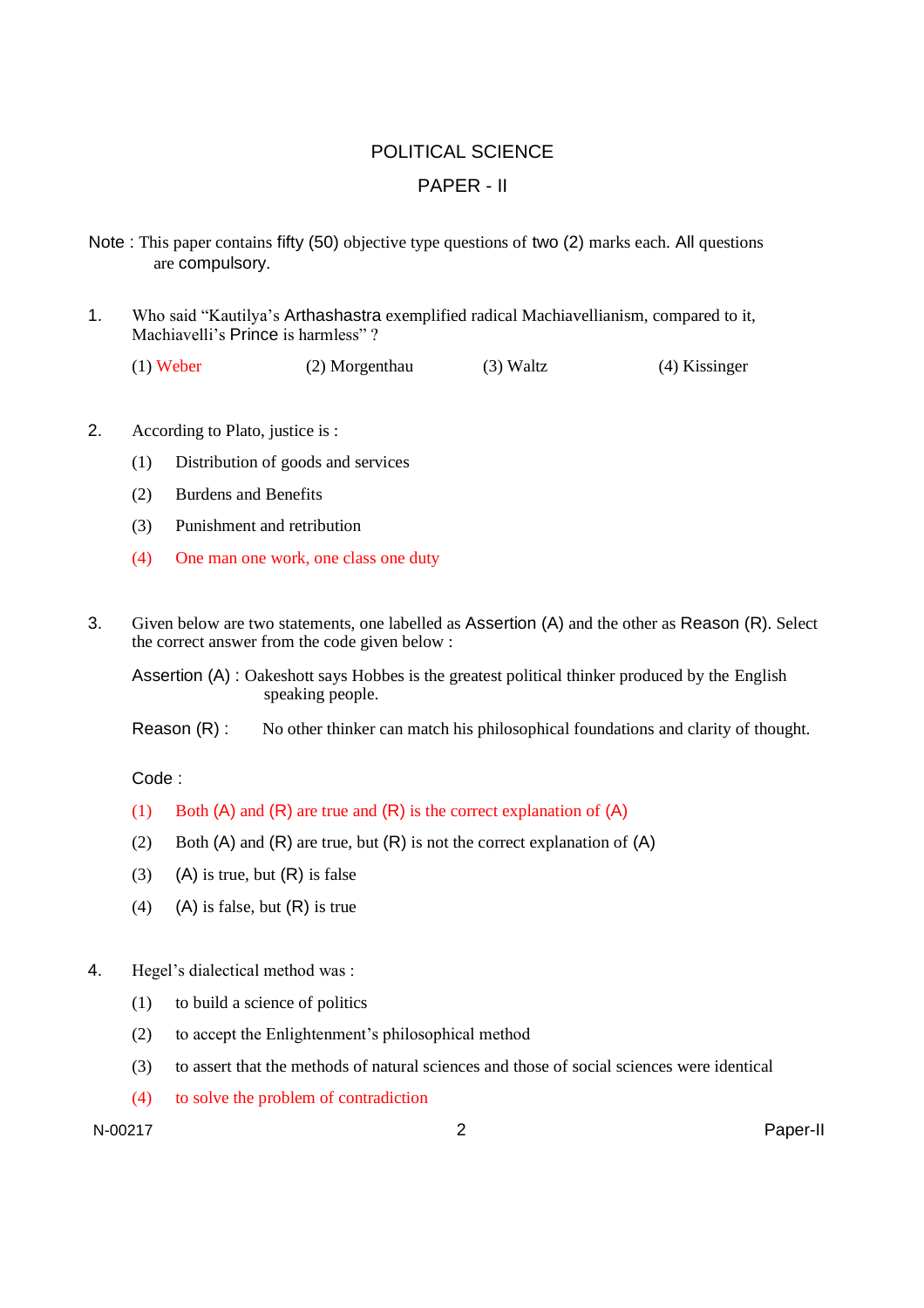# POLITICAL SCIENCE

## PAPER - II

Note : This paper contains fifty (50) objective type questions of two (2) marks each. All questions are compulsory.

1. Who said "Kautilya's Arthashastra exemplified radical Machiavellianism, compared to it, Machiavelli's Prince is harmless" ?

   (1) Weber (2) Morgenthau (3) Waltz (4) Kissinger

2. According to Plato, justice is :

   (1) Distribution of goods and services

   (2) Burdens and Benefits

   (3) Punishment and retribution

   (4) One man one work, one class one duty

3. Given below are two statements, one labelled as Assertion (A) and the other as Reason (R). Select the correct answer from the code given below :

   Assertion (A) : Oakeshott says Hobbes is the greatest political thinker produced by the English speaking people.

   Reason (R) : No other thinker can match his philosophical foundations and clarity of thought.

   Code :

   (1) Both (A) and (R) are true and (R) is the correct explanation of (A)

   (2) Both (A) and (R) are true, but (R) is not the correct explanation of (A)

   (3) (A) is true, but (R) is false

   (4) (A) is false, but (R) is true

4. Hegel's dialectical method was :

   (1) to build a science of politics

   (2) to accept the Enlightenment's philosophical method

   (3) to assert that the methods of natural sciences and those of social sciences were identical

   (4) to solve the problem of contradiction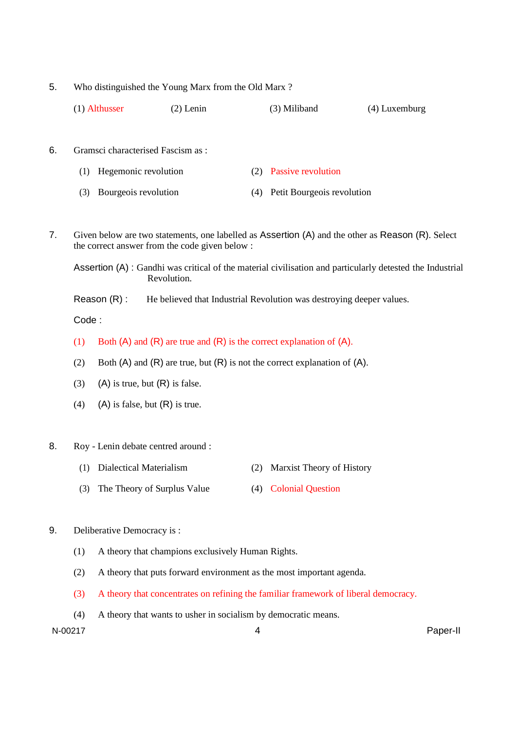5. Who distinguished the Young Marx from the Old Marx ?

   (1) Althusser (2) Lenin (3) Miliband (4) Luxemburg

6. Gramsci characterised Fascism as :

   (1) Hegemonic revolution
   (2) Passive revolution
   (3) Bourgeois revolution
   (4) Petit Bourgeois revolution

7. Given below are two statements, one labelled as Assertion (A) and the other as Reason (R). Select the correct answer from the code given below :

   Assertion (A) : Gandhi was critical of the material civilisation and particularly detested the Industrial Revolution.

   Reason (R) : He believed that Industrial Revolution was destroying deeper values.

   Code :

   (1) Both (A) and (R) are true and (R) is the correct explanation of (A).
   (2) Both (A) and (R) are true, but (R) is not the correct explanation of (A).
   (3) (A) is true, but (R) is false.
   (4) (A) is false, but (R) is true.

8. Roy - Lenin debate centred around :

   (1) Dialectical Materialism
   (2) Marxist Theory of History
   (3) The Theory of Surplus Value
   (4) Colonial Question

9. Deliberative Democracy is :

   (1) A theory that champions exclusively Human Rights.
   (2) A theory that puts forward environment as the most important agenda.
   (3) A theory that concentrates on refining the familiar framework of liberal democracy.
   (4) A theory that wants to usher in socialism by democratic means.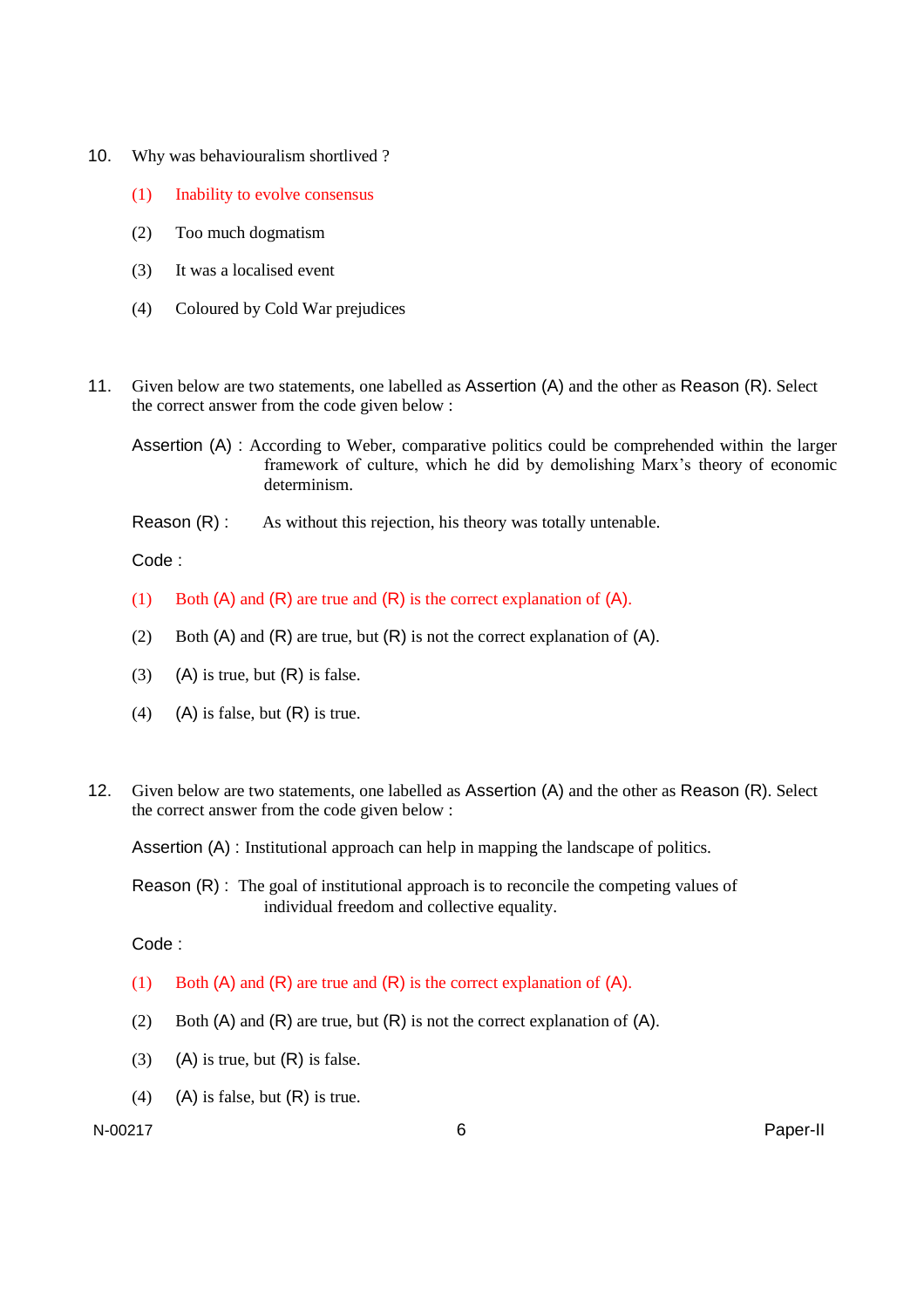10. Why was behaviouralism shortlived ?

    (1) Inability to evolve consensus

    (2) Too much dogmatism

    (3) It was a localised event

    (4) Coloured by Cold War prejudices

11. Given below are two statements, one labelled as Assertion (A) and the other as Reason (R). Select the correct answer from the code given below :

    Assertion (A) : According to Weber, comparative politics could be comprehended within the larger framework of culture, which he did by demolishing Marx's theory of economic determinism.

    Reason (R) : As without this rejection, his theory was totally untenable.

    Code :

    (1) Both (A) and (R) are true and (R) is the correct explanation of (A).

    (2) Both (A) and (R) are true, but (R) is not the correct explanation of (A).

    (3) (A) is true, but (R) is false.

    (4) (A) is false, but (R) is true.

12. Given below are two statements, one labelled as Assertion (A) and the other as Reason (R). Select the correct answer from the code given below :

    Assertion (A) : Institutional approach can help in mapping the landscape of politics.

    Reason (R) : The goal of institutional approach is to reconcile the competing values of individual freedom and collective equality.

    Code :

    (1) Both (A) and (R) are true and (R) is the correct explanation of (A).

    (2) Both (A) and (R) are true, but (R) is not the correct explanation of (A).

    (3) (A) is true, but (R) is false.

    (4) (A) is false, but (R) is true.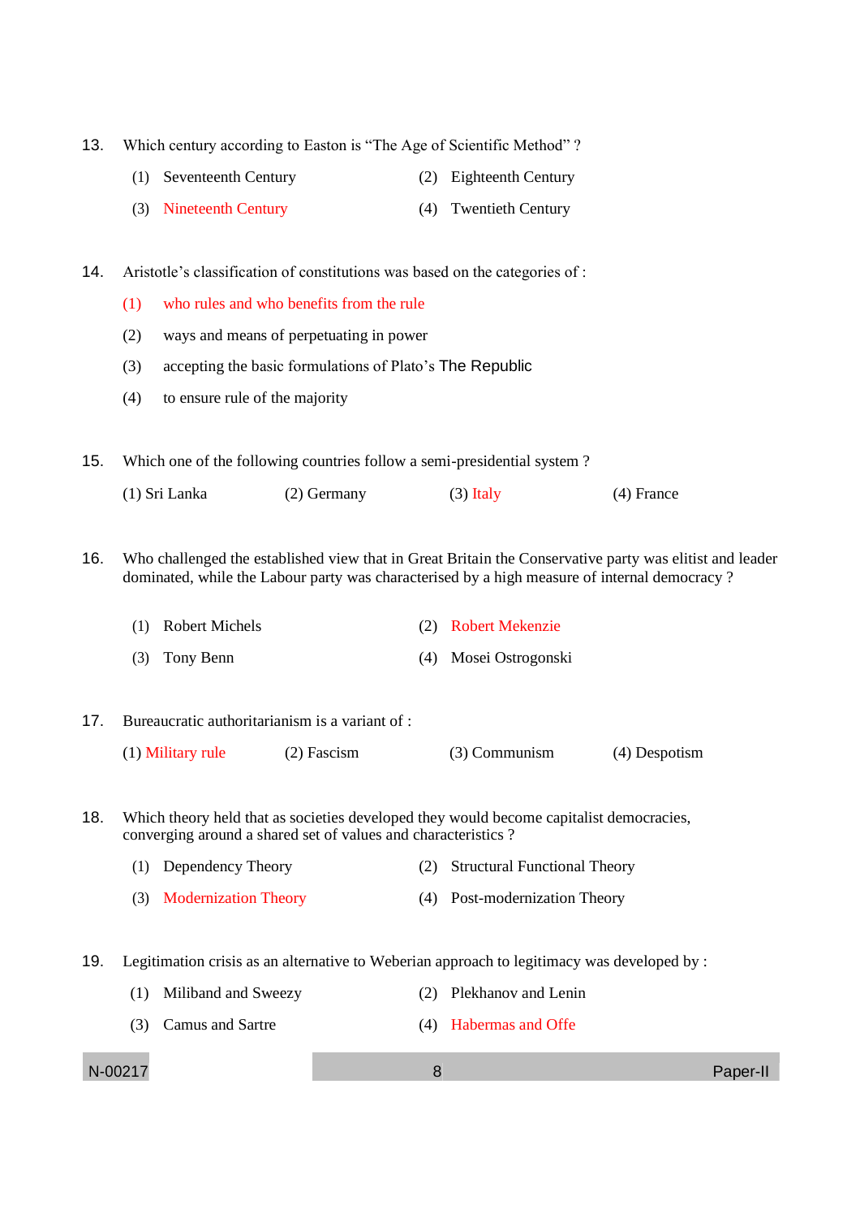13. Which century according to Easton is "The Age of Scientific Method" ?
    (1) Seventeenth Century
    (2) Eighteenth Century
    (3) Nineteenth Century
    (4) Twentieth Century

14. Aristotle's classification of constitutions was based on the categories of :
    (1) who rules and who benefits from the rule
    (2) ways and means of perpetuating in power
    (3) accepting the basic formulations of Plato's The Republic
    (4) to ensure rule of the majority

15. Which one of the following countries follow a semi-presidential system ?
    (1) Sri Lanka
    (2) Germany
    (3) Italy
    (4) France

16. Who challenged the established view that in Great Britain the Conservative party was elitist and leader dominated, while the Labour party was characterised by a high measure of internal democracy ?
    (1) Robert Michels
    (2) Robert Mekenzie
    (3) Tony Benn
    (4) Mosei Ostrogonski

17. Bureaucratic authoritarianism is a variant of :
    (1) Military rule
    (2) Fascism
    (3) Communism
    (4) Despotism

18. Which theory held that as societies developed they would become capitalist democracies, converging around a shared set of values and characteristics ?
    (1) Dependency Theory
    (2) Structural Functional Theory
    (3) Modernization Theory
    (4) Post-modernization Theory

19. Legitimation crisis as an alternative to Weberian approach to legitimacy was developed by :
    (1) Miliband and Sweezy
    (2) Plekhanov and Lenin
    (3) Camus and Sartre
    (4) Habermas and Offe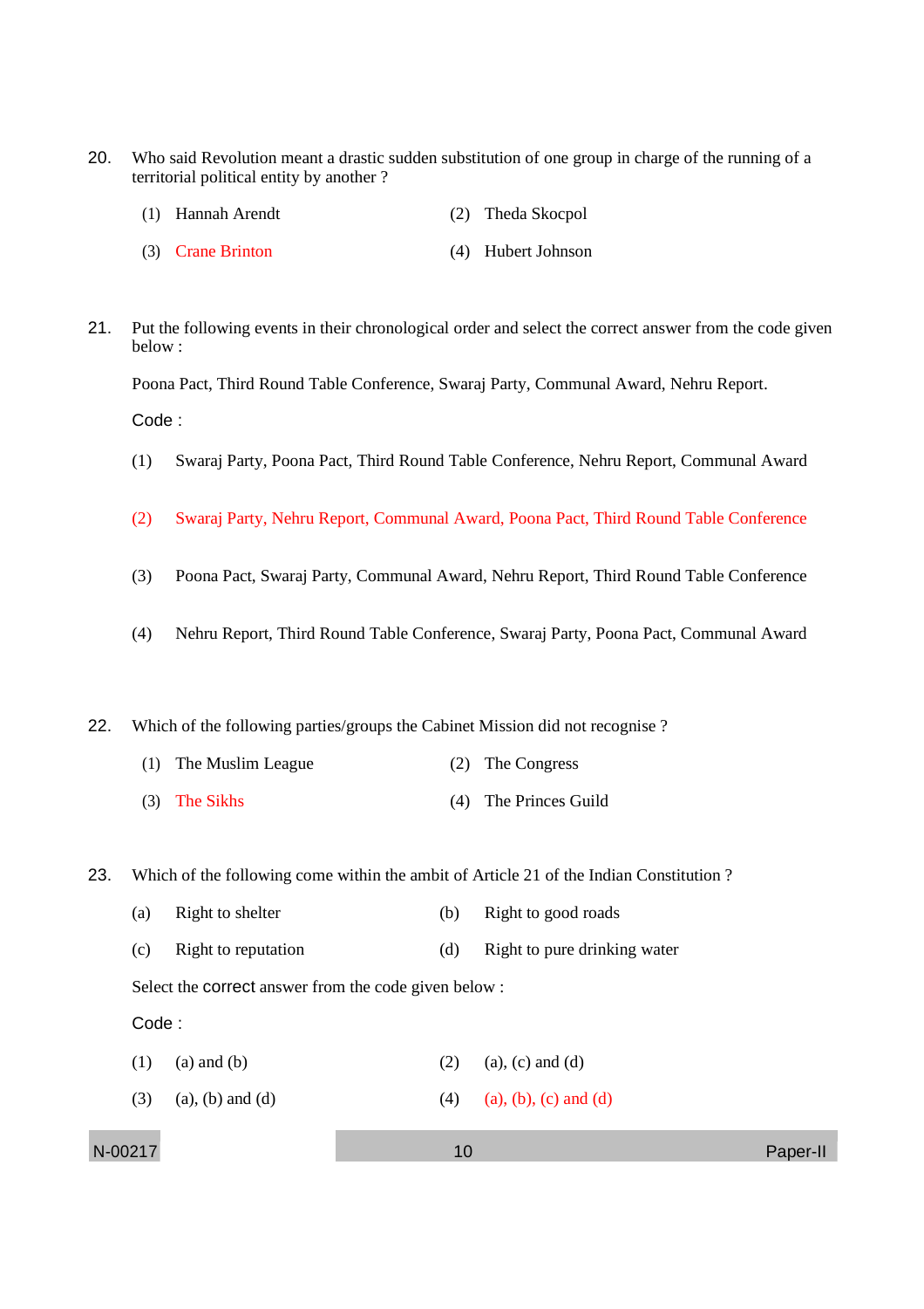20. Who said Revolution meant a drastic sudden substitution of one group in charge of the running of a territorial political entity by another ?

    (1) Hannah Arendt
    (2) Theda Skocpol
    (3) Crane Brinton
    (4) Hubert Johnson

21. Put the following events in their chronological order and select the correct answer from the code given below :

    Poona Pact, Third Round Table Conference, Swaraj Party, Communal Award, Nehru Report.

    Code :

    (1) Swaraj Party, Poona Pact, Third Round Table Conference, Nehru Report, Communal Award
    (2) Swaraj Party, Nehru Report, Communal Award, Poona Pact, Third Round Table Conference
    (3) Poona Pact, Swaraj Party, Communal Award, Nehru Report, Third Round Table Conference
    (4) Nehru Report, Third Round Table Conference, Swaraj Party, Poona Pact, Communal Award

22. Which of the following parties/groups the Cabinet Mission did not recognise ?

    (1) The Muslim League
    (2) The Congress
    (3) The Sikhs
    (4) The Princes Guild

23. Which of the following come within the ambit of Article 21 of the Indian Constitution ?

    (a) Right to shelter
    (b) Right to good roads
    (c) Right to reputation
    (d) Right to pure drinking water

    Select the correct answer from the code given below :

    Code :

    (1) (a) and (b)
    (2) (a), (c) and (d)
    (3) (a), (b) and (d)
    (4) (a), (b), (c) and (d)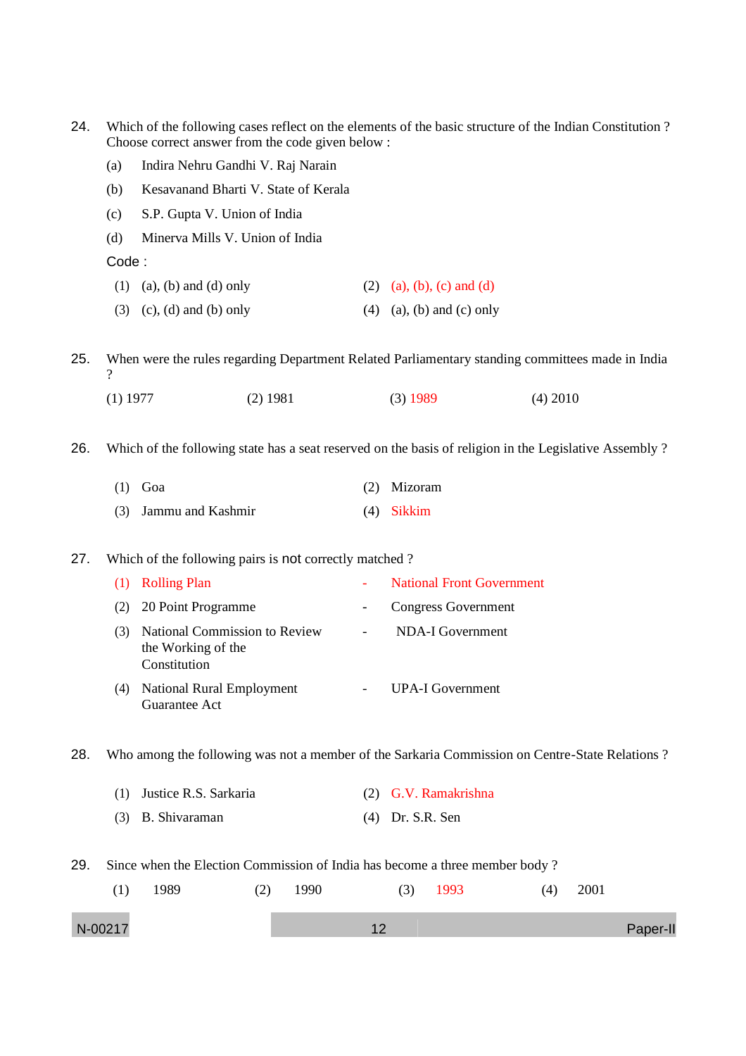24. Which of the following cases reflect on the elements of the basic structure of the Indian Constitution ? Choose correct answer from the code given below :

   (a) Indira Nehru Gandhi V. Raj Narain

   (b) Kesavanand Bharti V. State of Kerala

   (c) S.P. Gupta V. Union of India

   (d) Minerva Mills V. Union of India

   Code :

   (1) (a), (b) and (d) only (2) (a), (b), (c) and (d)

   (3) (c), (d) and (b) only (4) (a), (b) and (c) only

25. When were the rules regarding Department Related Parliamentary standing committees made in India ?

   (1) 1977 (2) 1981 (3) 1989 (4) 2010

26. Which of the following state has a seat reserved on the basis of religion in the Legislative Assembly ?

   (1) Goa (2) Mizoram

   (3) Jammu and Kashmir (4) Sikkim

27. Which of the following pairs is not correctly matched ?

   (1) Rolling Plan - National Front Government

   (2) 20 Point Programme - Congress Government

   (3) National Commission to Review the Working of the Constitution - NDA-I Government

   (4) National Rural Employment Guarantee Act - UPA-I Government

28. Who among the following was not a member of the Sarkaria Commission on Centre-State Relations ?

   (1) Justice R.S. Sarkaria (2) G.V. Ramakrishna

   (3) B. Shivaraman (4) Dr. S.R. Sen

29. Since when the Election Commission of India has become a three member body ?

   (1) 1989 (2) 1990 (3) 1993 (4) 2001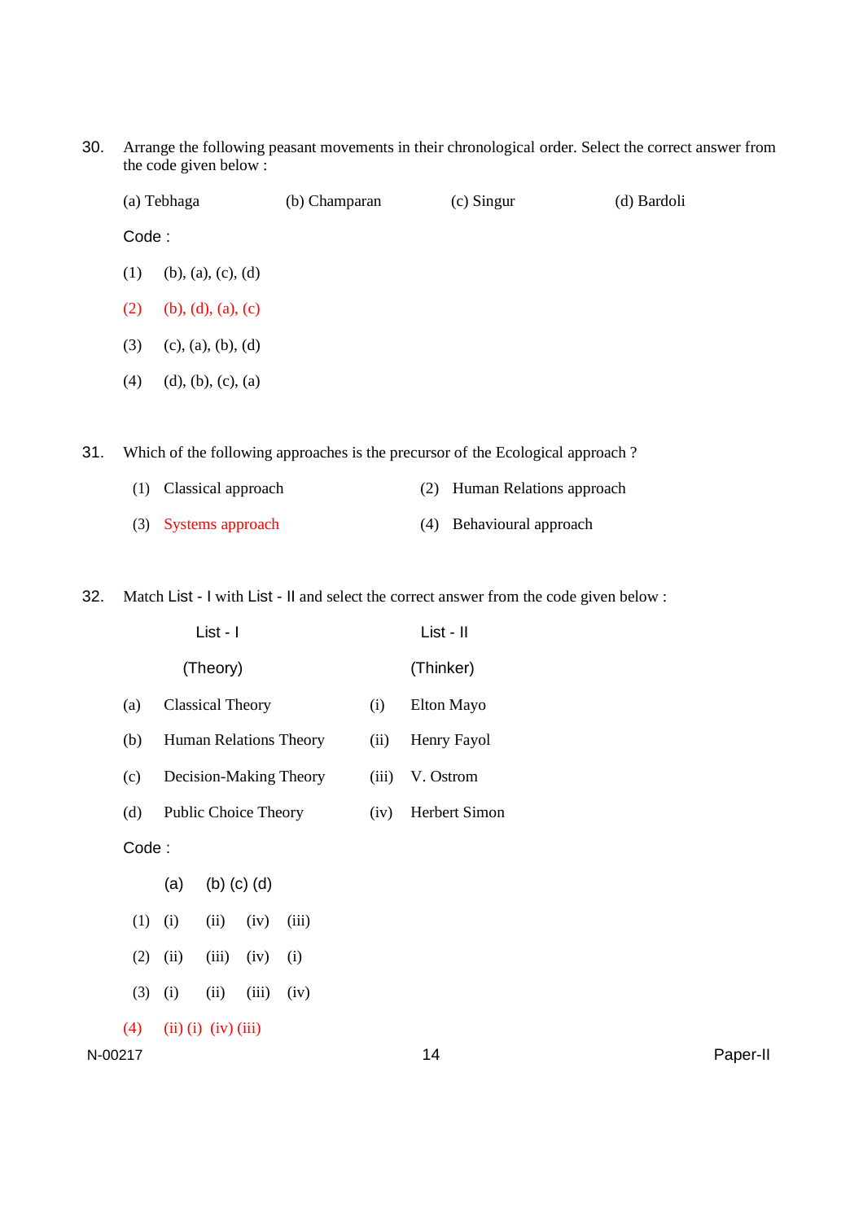30. Arrange the following peasant movements in their chronological order. Select the correct answer from the code given below :

(a) Tebhaga (b) Champaran (c) Singur (d) Bardoli

Code :

(1) (b), (a), (c), (d)

(2) (b), (d), (a), (c)

(3) (c), (a), (b), (d)

(4) (d), (b), (c), (a)

31. Which of the following approaches is the precursor of the Ecological approach ?

(1) Classical approach

(2) Human Relations approach

(3) Systems approach

(4) Behavioural approach

32. Match List - I with List - II and select the correct answer from the code given below :

| | List - I (Theory) | | List - II (Thinker) |
|---|---|---|---|
| (a) | Classical Theory | (i) | Elton Mayo |
| (b) | Human Relations Theory | (ii) | Henry Fayol |
| (c) | Decision-Making Theory | (iii) | V. Ostrom |
| (d) | Public Choice Theory | (iv) | Herbert Simon |

Code :

| | (a) | (b) | (c) | (d) |
|---|---|---|---|---|
| (1) | (i) | (ii) | (iv) | (iii) |
| (2) | (ii) | (iii) | (iv) | (i) |
| (3) | (i) | (ii) | (iii) | (iv) |
| (4) | (ii) | (i) | (iv) | (iii) |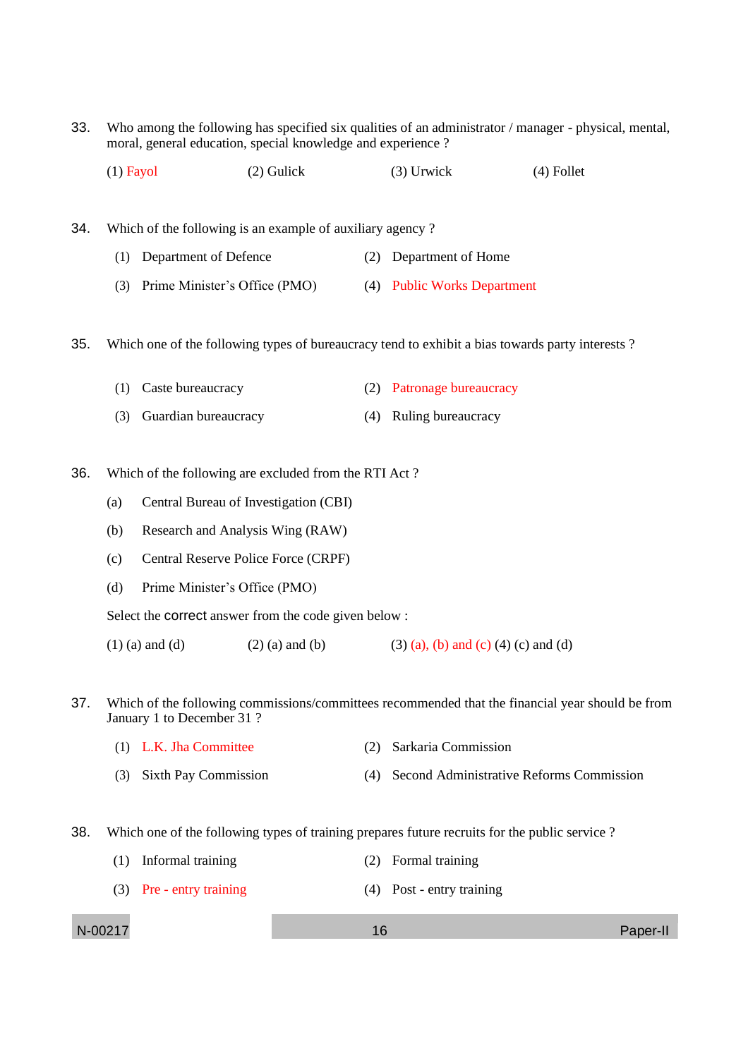33. Who among the following has specified six qualities of an administrator / manager - physical, mental, moral, general education, special knowledge and experience ?

(1) Fayol (2) Gulick (3) Urwick (4) Follet

34. Which of the following is an example of auxiliary agency ?

(1) Department of Defence
(2) Department of Home
(3) Prime Minister's Office (PMO)
(4) Public Works Department

35. Which one of the following types of bureaucracy tend to exhibit a bias towards party interests ?

(1) Caste bureaucracy
(2) Patronage bureaucracy
(3) Guardian bureaucracy
(4) Ruling bureaucracy

36. Which of the following are excluded from the RTI Act ?

(a) Central Bureau of Investigation (CBI)
(b) Research and Analysis Wing (RAW)
(c) Central Reserve Police Force (CRPF)
(d) Prime Minister's Office (PMO)

Select the correct answer from the code given below :

(1) (a) and (d) (2) (a) and (b) (3) (a), (b) and (c) (4) (c) and (d)

37. Which of the following commissions/committees recommended that the financial year should be from January 1 to December 31 ?

(1) L.K. Jha Committee
(2) Sarkaria Commission
(3) Sixth Pay Commission
(4) Second Administrative Reforms Commission

38. Which one of the following types of training prepares future recruits for the public service ?

(1) Informal training
(2) Formal training
(3) Pre - entry training
(4) Post - entry training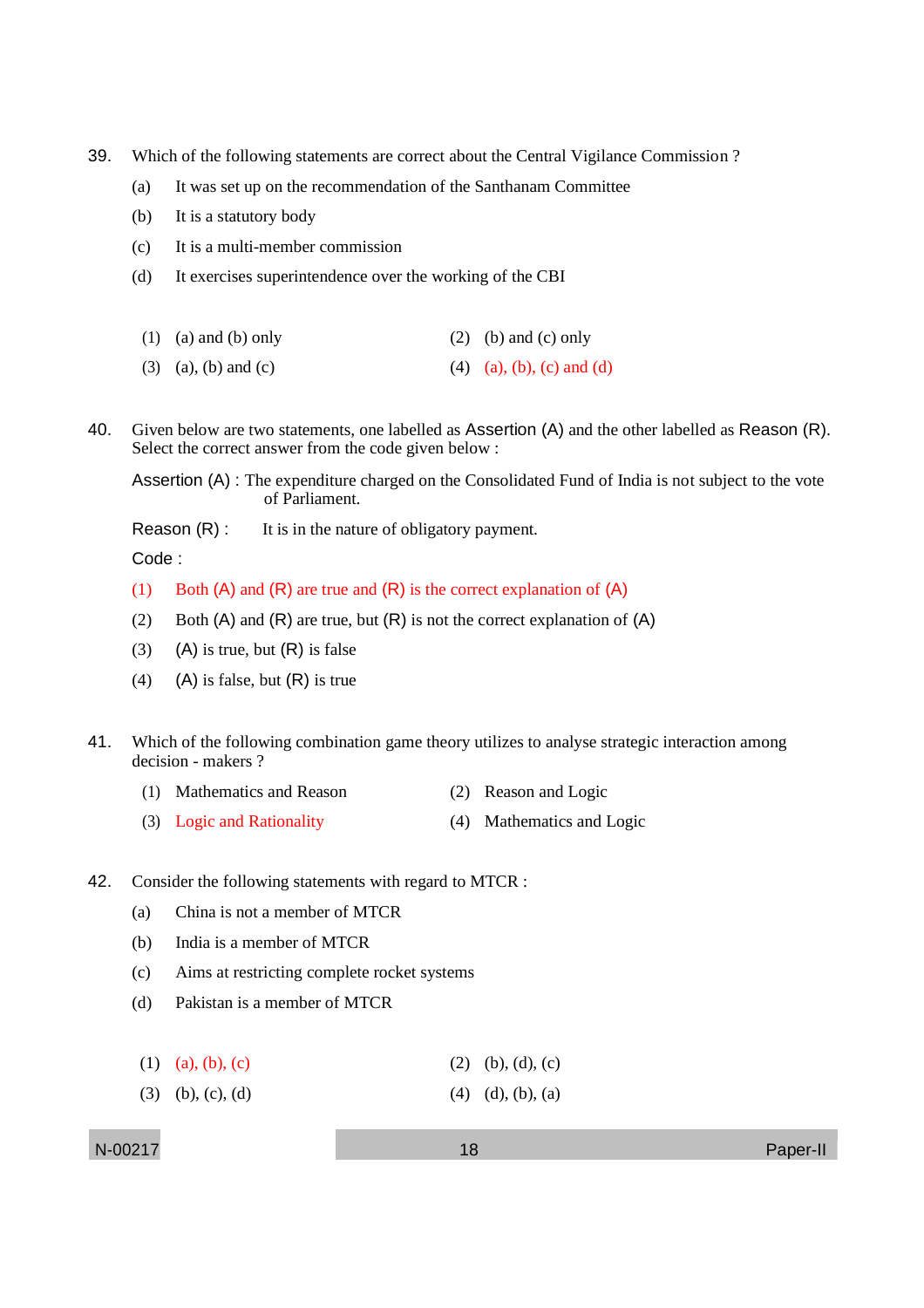39. Which of the following statements are correct about the Central Vigilance Commission ?

    (a) It was set up on the recommendation of the Santhanam Committee

    (b) It is a statutory body

    (c) It is a multi-member commission

    (d) It exercises superintendence over the working of the CBI

    (1) (a) and (b) only
    (2) (b) and (c) only
    (3) (a), (b) and (c)
    (4) (a), (b), (c) and (d)

40. Given below are two statements, one labelled as Assertion (A) and the other labelled as Reason (R). Select the correct answer from the code given below :

    Assertion (A) : The expenditure charged on the Consolidated Fund of India is not subject to the vote of Parliament.

    Reason (R) : It is in the nature of obligatory payment.

    Code :

    (1) Both (A) and (R) are true and (R) is the correct explanation of (A)

    (2) Both (A) and (R) are true, but (R) is not the correct explanation of (A)

    (3) (A) is true, but (R) is false

    (4) (A) is false, but (R) is true

41. Which of the following combination game theory utilizes to analyse strategic interaction among decision - makers ?

    (1) Mathematics and Reason
    (2) Reason and Logic
    (3) Logic and Rationality
    (4) Mathematics and Logic

42. Consider the following statements with regard to MTCR :

    (a) China is not a member of MTCR

    (b) India is a member of MTCR

    (c) Aims at restricting complete rocket systems

    (d) Pakistan is a member of MTCR

    (1) (a), (b), (c)
    (2) (b), (d), (c)
    (3) (b), (c), (d)
    (4) (d), (b), (a)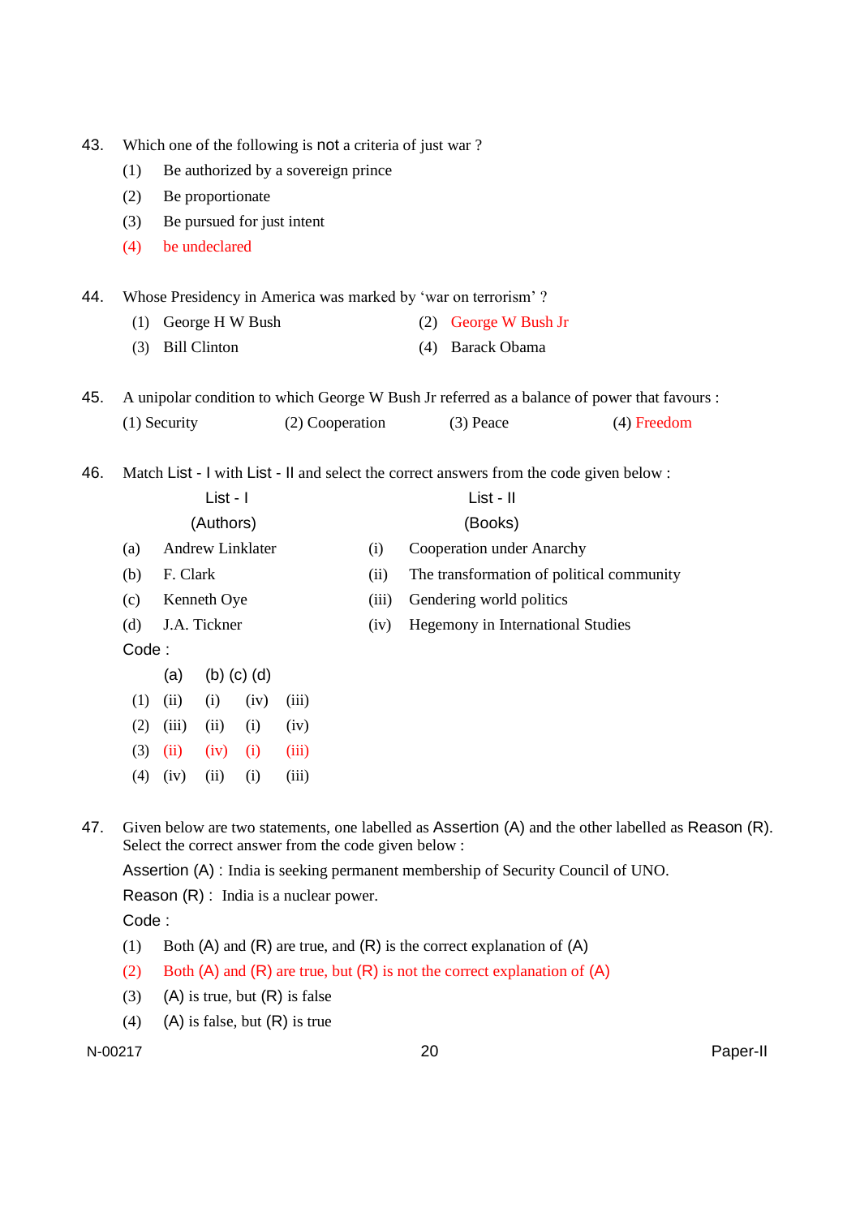43. Which one of the following is not a criteria of just war ?

   (1) Be authorized by a sovereign prince
   (2) Be proportionate
   (3) Be pursued for just intent
   (4) be undeclared

44. Whose Presidency in America was marked by 'war on terrorism' ?

   (1) George H W Bush
   (2) George W Bush Jr
   (3) Bill Clinton
   (4) Barack Obama

45. A unipolar condition to which George W Bush Jr referred as a balance of power that favours :

   (1) Security
   (2) Cooperation
   (3) Peace
   (4) Freedom

46. Match List - I with List - II and select the correct answers from the code given below :

| | List - I (Authors) | | List - II (Books) |
|---|---|---|---|
| (a) | Andrew Linklater | (i) | Cooperation under Anarchy |
| (b) | F. Clark | (ii) | The transformation of political community |
| (c) | Kenneth Oye | (iii) | Gendering world politics |
| (d) | J.A. Tickner | (iv) | Hegemony in International Studies |

Code :

| | (a) | (b) | (c) | (d) |
|---|---|---|---|---|
| (1) | (ii) | (i) | (iv) | (iii) |
| (2) | (iii) | (ii) | (i) | (iv) |
| (3) | (ii) | (iv) | (i) | (iii) |
| (4) | (iv) | (ii) | (i) | (iii) |

47. Given below are two statements, one labelled as Assertion (A) and the other labelled as Reason (R). Select the correct answer from the code given below :

   Assertion (A) : India is seeking permanent membership of Security Council of UNO.

   Reason (R) : India is a nuclear power.

   Code :

   (1) Both (A) and (R) are true, and (R) is the correct explanation of (A)
   (2) Both (A) and (R) are true, but (R) is not the correct explanation of (A)
   (3) (A) is true, but (R) is false
   (4) (A) is false, but (R) is true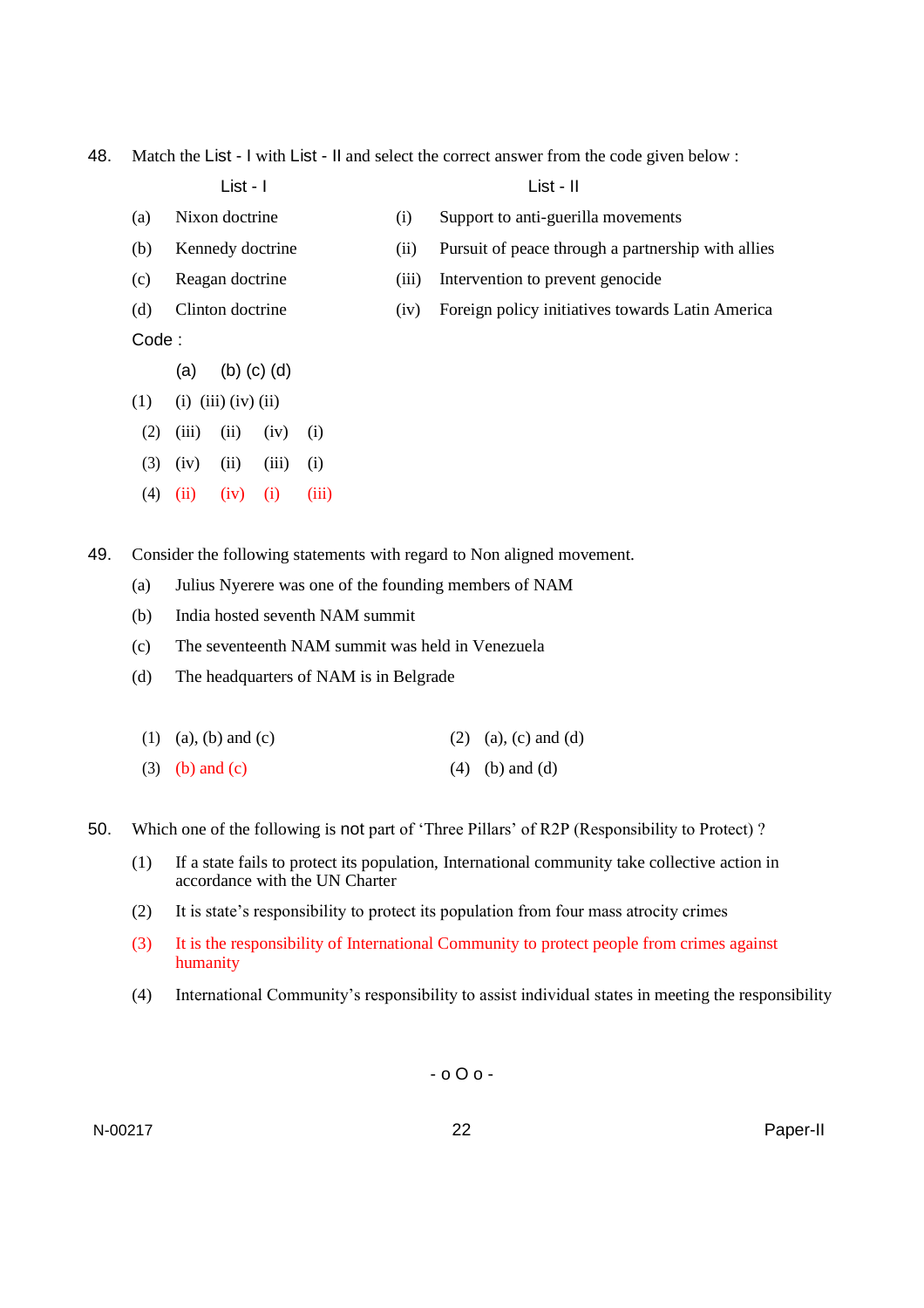48. Match the List - I with List - II and select the correct answer from the code given below :

| List - I | | List - II | |
|---|---|---|---|
| (a) | Nixon doctrine | (i) | Support to anti-guerilla movements |
| (b) | Kennedy doctrine | (ii) | Pursuit of peace through a partnership with allies |
| (c) | Reagan doctrine | (iii) | Intervention to prevent genocide |
| (d) | Clinton doctrine | (iv) | Foreign policy initiatives towards Latin America |

Code :

| | (a) | (b) | (c) | (d) |
|---|---|---|---|---|
| (1) | (i) | (iii) | (iv) | (ii) |
| (2) | (iii) | (ii) | (iv) | (i) |
| (3) | (iv) | (ii) | (iii) | (i) |
| (4) | (ii) | (iv) | (i) | (iii) |

49. Consider the following statements with regard to Non aligned movement.

(a) Julius Nyerere was one of the founding members of NAM

(b) India hosted seventh NAM summit

(c) The seventeenth NAM summit was held in Venezuela

(d) The headquarters of NAM is in Belgrade

(1) (a), (b) and (c)
(2) (a), (c) and (d)
(3) (b) and (c)
(4) (b) and (d)

50. Which one of the following is not part of 'Three Pillars' of R2P (Responsibility to Protect) ?

(1) If a state fails to protect its population, International community take collective action in accordance with the UN Charter

(2) It is state's responsibility to protect its population from four mass atrocity crimes

(3) It is the responsibility of International Community to protect people from crimes against humanity

(4) International Community's responsibility to assist individual states in meeting the responsibility

- o O o -